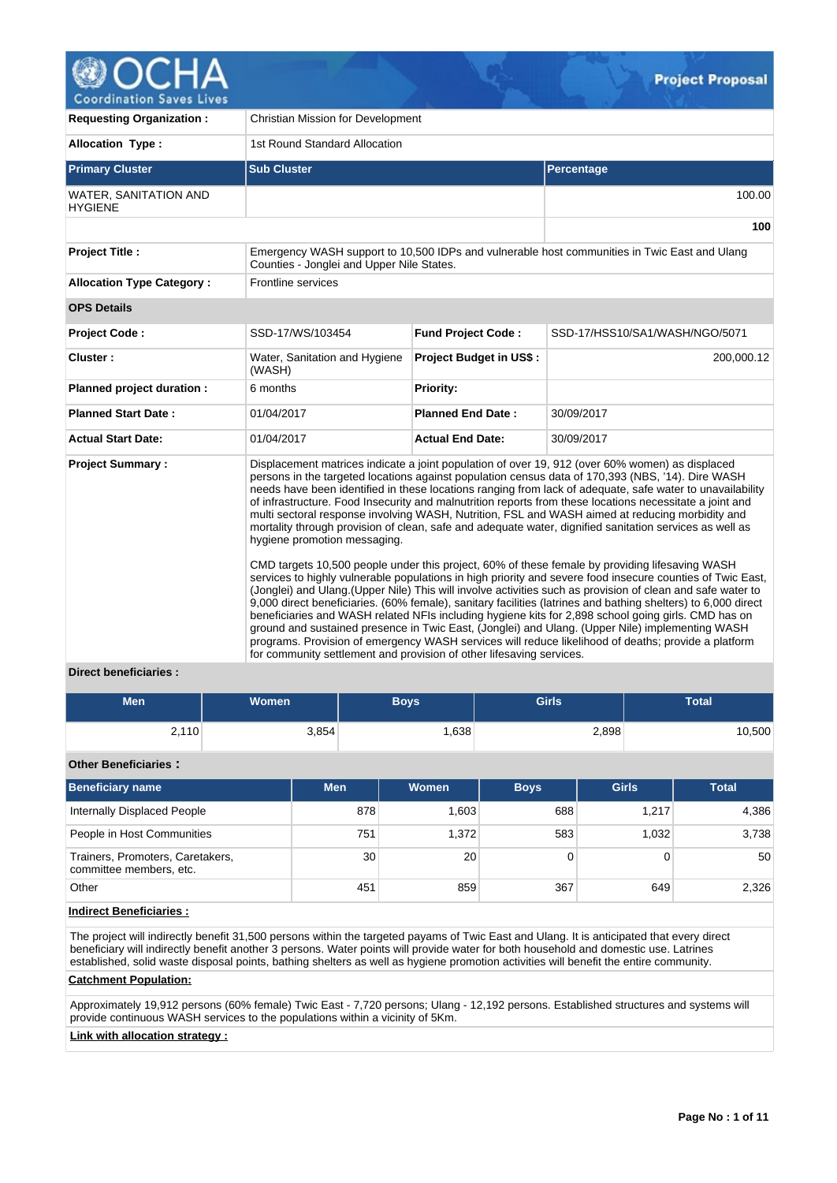**Project Proposal**

| | |
|---|---|
| **Requesting Organization :** | Christian Mission for Development |
| **Allocation Type :** | 1st Round Standard Allocation |

| Primary Cluster | Sub Cluster | Percentage |
|---|---|---|
| WATER, SANITATION AND HYGIENE | | 100.00 |
| | | **100** |

| | |
|---|---|
| **Project Title :** | Emergency WASH support to 10,500 IDPs and vulnerable host communities in Twic East and Ulang Counties - Jonglei and Upper Nile States. |
| **Allocation Type Category :** | Frontline services |

**OPS Details**

| | | | |
|---|---|---|---|
| **Project Code :** | SSD-17/WS/103454 | **Fund Project Code :** | SSD-17/HSS10/SA1/WASH/NGO/5071 |
| **Cluster :** | Water, Sanitation and Hygiene (WASH) | **Project Budget in US$ :** | 200,000.12 |
| **Planned project duration :** | 6 months | **Priority:** | |
| **Planned Start Date :** | 01/04/2017 | **Planned End Date :** | 30/09/2017 |
| **Actual Start Date:** | 01/04/2017 | **Actual End Date:** | 30/09/2017 |

**Project Summary :**

Displacement matrices indicate a joint population of over 19, 912 (over 60% women) as displaced persons in the targeted locations against population census data of 170,393 (NBS, '14). Dire WASH needs have been identified in these locations ranging from lack of adequate, safe water to unavailability of infrastructure. Food Insecurity and malnutrition reports from these locations necessitate a joint and multi sectoral response involving WASH, Nutrition, FSL and WASH aimed at reducing morbidity and mortality through provision of clean, safe and adequate water, dignified sanitation services as well as hygiene promotion messaging.

CMD targets 10,500 people under this project, 60% of these female by providing lifesaving WASH services to highly vulnerable populations in high priority and severe food insecure counties of Twic East, (Jonglei) and Ulang.(Upper Nile) This will involve activities such as provision of clean and safe water to 9,000 direct beneficiaries. (60% female), sanitary facilities (latrines and bathing shelters) to 6,000 direct beneficiaries and WASH related NFIs including hygiene kits for 2,898 school going girls. CMD has on ground and sustained presence in Twic East, (Jonglei) and Ulang. (Upper Nile) implementing WASH programs. Provision of emergency WASH services will reduce likelihood of deaths; provide a platform for community settlement and provision of other lifesaving services.

**Direct beneficiaries :**

| Men | Women | Boys | Girls | Total |
|---|---|---|---|---|
| 2,110 | 3,854 | 1,638 | 2,898 | 10,500 |

**Other Beneficiaries :**

| Beneficiary name | Men | Women | Boys | Girls | Total |
|---|---|---|---|---|---|
| Internally Displaced People | 878 | 1,603 | 688 | 1,217 | 4,386 |
| People in Host Communities | 751 | 1,372 | 583 | 1,032 | 3,738 |
| Trainers, Promoters, Caretakers, committee members, etc. | 30 | 20 | 0 | 0 | 50 |
| Other | 451 | 859 | 367 | 649 | 2,326 |

**Indirect Beneficiaries :**

The project will indirectly benefit 31,500 persons within the targeted payams of Twic East and Ulang. It is anticipated that every direct beneficiary will indirectly benefit another 3 persons. Water points will provide water for both household and domestic use. Latrines established, solid waste disposal points, bathing shelters as well as hygiene promotion activities will benefit the entire community.

**Catchment Population:**

Approximately 19,912 persons (60% female) Twic East - 7,720 persons; Ulang - 12,192 persons. Established structures and systems will provide continuous WASH services to the populations within a vicinity of 5Km.

**Link with allocation strategy :**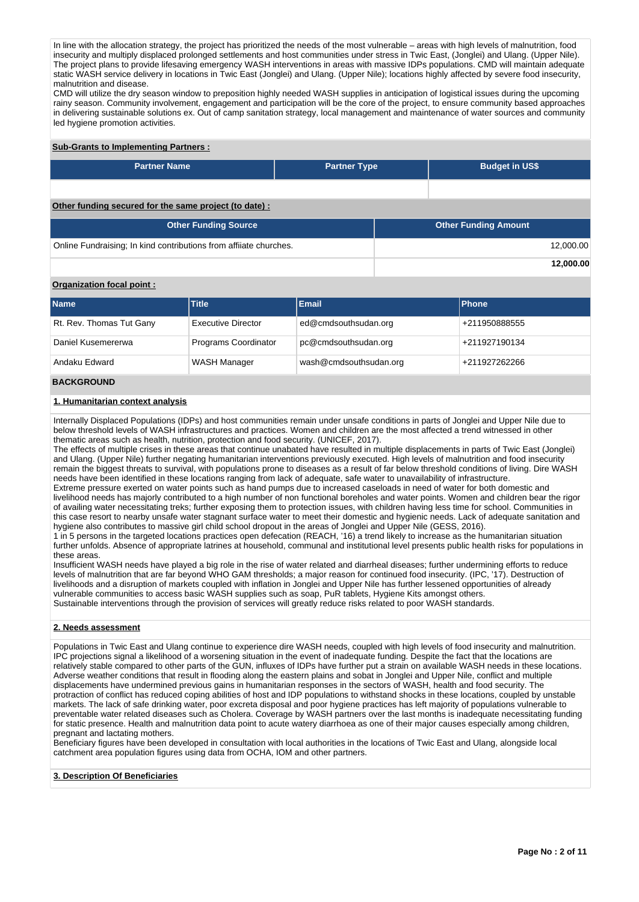In line with the allocation strategy, the project has prioritized the needs of the most vulnerable – areas with high levels of malnutrition, food insecurity and multiply displaced prolonged settlements and host communities under stress in Twic East, (Jonglei) and Ulang. (Upper Nile). The project plans to provide lifesaving emergency WASH interventions in areas with massive IDPs populations. CMD will maintain adequate static WASH service delivery in locations in Twic East (Jonglei) and Ulang. (Upper Nile); locations highly affected by severe food insecurity, malnutrition and disease.
CMD will utilize the dry season window to preposition highly needed WASH supplies in anticipation of logistical issues during the upcoming rainy season. Community involvement, engagement and participation will be the core of the project, to ensure community based approaches in delivering sustainable solutions ex. Out of camp sanitation strategy, local management and maintenance of water sources and community led hygiene promotion activities.

**Sub-Grants to Implementing Partners :**

| Partner Name | Partner Type | Budget in US$ |
|---|---|---|
| | | |

**Other funding secured for the same project (to date) :**

| Other Funding Source | Other Funding Amount |
|---|---|
| Online Fundraising; In kind contributions from affiiate churches. | 12,000.00 |
| | **12,000.00** |

**Organization focal point :**

| Name | Title | Email | Phone |
|---|---|---|---|
| Rt. Rev. Thomas Tut Gany | Executive Director | ed@cmdsouthsudan.org | +211950888555 |
| Daniel Kusemererwa | Programs Coordinator | pc@cmdsouthsudan.org | +211927190134 |
| Andaku Edward | WASH Manager | wash@cmdsouthsudan.org | +211927262266 |

## BACKGROUND

**1. Humanitarian context analysis**

Internally Displaced Populations (IDPs) and host communities remain under unsafe conditions in parts of Jonglei and Upper Nile due to below threshold levels of WASH infrastructures and practices. Women and children are the most affected a trend witnessed in other thematic areas such as health, nutrition, protection and food security. (UNICEF, 2017).
The effects of multiple crises in these areas that continue unabated have resulted in multiple displacements in parts of Twic East (Jonglei) and Ulang. (Upper Nile) further negating humanitarian interventions previously executed. High levels of malnutrition and food insecurity remain the biggest threats to survival, with populations prone to diseases as a result of far below threshold conditions of living. Dire WASH needs have been identified in these locations ranging from lack of adequate, safe water to unavailability of infrastructure.
Extreme pressure exerted on water points such as hand pumps due to increased caseloads in need of water for both domestic and livelihood needs has majorly contributed to a high number of non functional boreholes and water points. Women and children bear the rigor of availing water necessitating treks; further exposing them to protection issues, with children having less time for school. Communities in this case resort to nearby unsafe water stagnant surface water to meet their domestic and hygienic needs. Lack of adequate sanitation and hygiene also contributes to massive girl child school dropout in the areas of Jonglei and Upper Nile (GESS, 2016).
1 in 5 persons in the targeted locations practices open defecation (REACH, '16) a trend likely to increase as the humanitarian situation further unfolds. Absence of appropriate latrines at household, communal and institutional level presents public health risks for populations in these areas.
Insufficient WASH needs have played a big role in the rise of water related and diarrheal diseases; further undermining efforts to reduce levels of malnutrition that are far beyond WHO GAM thresholds; a major reason for continued food insecurity. (IPC, '17). Destruction of livelihoods and a disruption of markets coupled with inflation in Jonglei and Upper Nile has further lessened opportunities of already vulnerable communities to access basic WASH supplies such as soap, PuR tablets, Hygiene Kits amongst others.
Sustainable interventions through the provision of services will greatly reduce risks related to poor WASH standards.

**2. Needs assessment**

Populations in Twic East and Ulang continue to experience dire WASH needs, coupled with high levels of food insecurity and malnutrition. IPC projections signal a likelihood of a worsening situation in the event of inadequate funding. Despite the fact that the locations are relatively stable compared to other parts of the GUN, influxes of IDPs have further put a strain on available WASH needs in these locations. Adverse weather conditions that result in flooding along the eastern plains and sobat in Jonglei and Upper Nile, conflict and multiple displacements have undermined previous gains in humanitarian responses in the sectors of WASH, health and food security. The protraction of conflict has reduced coping abilities of host and IDP populations to withstand shocks in these locations, coupled by unstable markets. The lack of safe drinking water, poor excreta disposal and poor hygiene practices has left majority of populations vulnerable to preventable water related diseases such as Cholera. Coverage by WASH partners over the last months is inadequate necessitating funding for static presence. Health and malnutrition data point to acute watery diarrhoea as one of their major causes especially among children, pregnant and lactating mothers.
Beneficiary figures have been developed in consultation with local authorities in the locations of Twic East and Ulang, alongside local catchment area population figures using data from OCHA, IOM and other partners.

**3. Description Of Beneficiaries**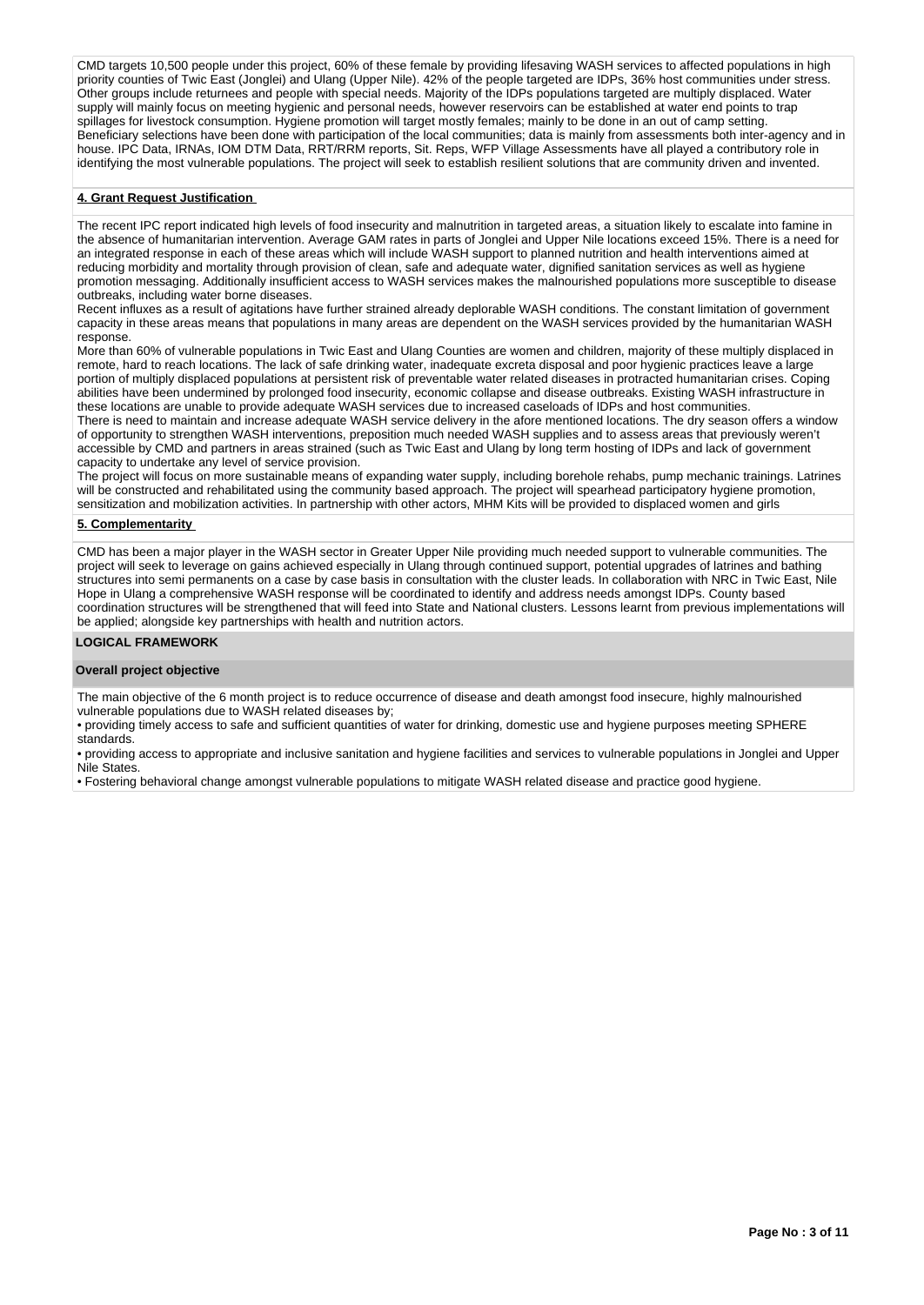CMD targets 10,500 people under this project, 60% of these female by providing lifesaving WASH services to affected populations in high priority counties of Twic East (Jonglei) and Ulang (Upper Nile). 42% of the people targeted are IDPs, 36% host communities under stress. Other groups include returnees and people with special needs. Majority of the IDPs populations targeted are multiply displaced. Water supply will mainly focus on meeting hygienic and personal needs, however reservoirs can be established at water end points to trap spillages for livestock consumption. Hygiene promotion will target mostly females; mainly to be done in an out of camp setting. Beneficiary selections have been done with participation of the local communities; data is mainly from assessments both inter-agency and in house. IPC Data, IRNAs, IOM DTM Data, RRT/RRM reports, Sit. Reps, WFP Village Assessments have all played a contributory role in identifying the most vulnerable populations. The project will seek to establish resilient solutions that are community driven and invented.

**4. Grant Request Justification**

The recent IPC report indicated high levels of food insecurity and malnutrition in targeted areas, a situation likely to escalate into famine in the absence of humanitarian intervention. Average GAM rates in parts of Jonglei and Upper Nile locations exceed 15%. There is a need for an integrated response in each of these areas which will include WASH support to planned nutrition and health interventions aimed at reducing morbidity and mortality through provision of clean, safe and adequate water, dignified sanitation services as well as hygiene promotion messaging. Additionally insufficient access to WASH services makes the malnourished populations more susceptible to disease outbreaks, including water borne diseases.

Recent influxes as a result of agitations have further strained already deplorable WASH conditions. The constant limitation of government capacity in these areas means that populations in many areas are dependent on the WASH services provided by the humanitarian WASH response.

More than 60% of vulnerable populations in Twic East and Ulang Counties are women and children, majority of these multiply displaced in remote, hard to reach locations. The lack of safe drinking water, inadequate excreta disposal and poor hygienic practices leave a large portion of multiply displaced populations at persistent risk of preventable water related diseases in protracted humanitarian crises. Coping abilities have been undermined by prolonged food insecurity, economic collapse and disease outbreaks. Existing WASH infrastructure in these locations are unable to provide adequate WASH services due to increased caseloads of IDPs and host communities.

There is need to maintain and increase adequate WASH service delivery in the afore mentioned locations. The dry season offers a window of opportunity to strengthen WASH interventions, preposition much needed WASH supplies and to assess areas that previously weren't accessible by CMD and partners in areas strained (such as Twic East and Ulang by long term hosting of IDPs and lack of government capacity to undertake any level of service provision.

The project will focus on more sustainable means of expanding water supply, including borehole rehabs, pump mechanic trainings. Latrines will be constructed and rehabilitated using the community based approach. The project will spearhead participatory hygiene promotion, sensitization and mobilization activities. In partnership with other actors, MHM Kits will be provided to displaced women and girls

**5. Complementarity**

CMD has been a major player in the WASH sector in Greater Upper Nile providing much needed support to vulnerable communities. The project will seek to leverage on gains achieved especially in Ulang through continued support, potential upgrades of latrines and bathing structures into semi permanents on a case by case basis in consultation with the cluster leads. In collaboration with NRC in Twic East, Nile Hope in Ulang a comprehensive WASH response will be coordinated to identify and address needs amongst IDPs. County based coordination structures will be strengthened that will feed into State and National clusters. Lessons learnt from previous implementations will be applied; alongside key partnerships with health and nutrition actors.

**LOGICAL FRAMEWORK**

**Overall project objective**

The main objective of the 6 month project is to reduce occurrence of disease and death amongst food insecure, highly malnourished vulnerable populations due to WASH related diseases by;

• providing timely access to safe and sufficient quantities of water for drinking, domestic use and hygiene purposes meeting SPHERE standards.

• providing access to appropriate and inclusive sanitation and hygiene facilities and services to vulnerable populations in Jonglei and Upper Nile States.

• Fostering behavioral change amongst vulnerable populations to mitigate WASH related disease and practice good hygiene.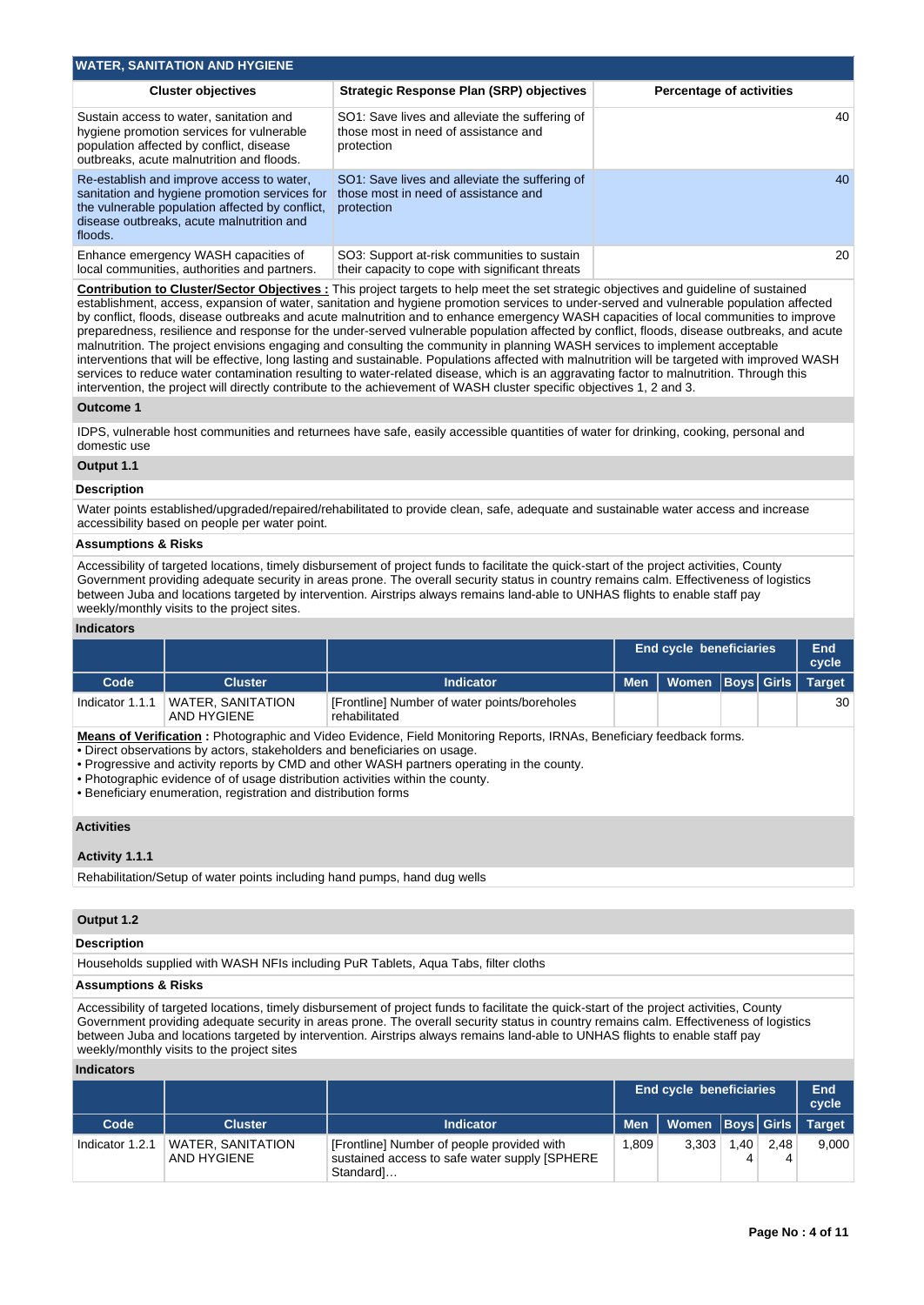## WATER, SANITATION AND HYGIENE

| Cluster objectives | Strategic Response Plan (SRP) objectives | Percentage of activities |
|---|---|---|
| Sustain access to water, sanitation and hygiene promotion services for vulnerable population affected by conflict, disease outbreaks, acute malnutrition and floods. | SO1: Save lives and alleviate the suffering of those most in need of assistance and protection | 40 |
| Re-establish and improve access to water, sanitation and hygiene promotion services for the vulnerable population affected by conflict, disease outbreaks, acute malnutrition and floods. | SO1: Save lives and alleviate the suffering of those most in need of assistance and protection | 40 |
| Enhance emergency WASH capacities of local communities, authorities and partners. | SO3: Support at-risk communities to sustain their capacity to cope with significant threats | 20 |

**Contribution to Cluster/Sector Objectives :** This project targets to help meet the set strategic objectives and guideline of sustained establishment, access, expansion of water, sanitation and hygiene promotion services to under-served and vulnerable population affected by conflict, floods, disease outbreaks and acute malnutrition and to enhance emergency WASH capacities of local communities to improve preparedness, resilience and response for the under-served vulnerable population affected by conflict, floods, disease outbreaks and acute malnutrition. The project envisions engaging and consulting the community in planning WASH services to implement acceptable interventions that will be effective, long lasting and sustainable. Populations affected with malnutrition will be targeted with improved WASH services to reduce water contamination resulting to water-related disease, which is an aggravating factor to malnutrition. Through this intervention, the project will directly contribute to the achievement of WASH cluster specific objectives 1, 2 and 3.

### Outcome 1

IDPS, vulnerable host communities and returnees have safe, easily accessible quantities of water for drinking, cooking, personal and domestic use

### Output 1.1

**Description**

Water points established/upgraded/repaired/rehabilitated to provide clean, safe, adequate and sustainable water access and increase accessibility based on people per water point.

**Assumptions & Risks**

Accessibility of targeted locations, timely disbursement of project funds to facilitate the quick-start of the project activities, County Government providing adequate security in areas prone. The overall security status in country remains calm. Effectiveness of logistics between Juba and locations targeted by intervention. Airstrips always remains land-able to UNHAS flights to enable staff pay weekly/monthly visits to the project sites.

**Indicators**

| | | | End cycle beneficiaries | | | | End cycle |
|---|---|---|---|---|---|---|---|
| Code | Cluster | Indicator | Men | Women | Boys | Girls | Target |
| Indicator 1.1.1 | WATER, SANITATION AND HYGIENE | [Frontline] Number of water points/boreholes rehabilitated | | | | | 30 |

**Means of Verification :** Photographic and Video Evidence, Field Monitoring Reports, IRNAs, Beneficiary feedback forms.
• Direct observations by actors, stakeholders and beneficiaries on usage.
• Progressive and activity reports by CMD and other WASH partners operating in the county.
• Photographic evidence of of usage distribution activities within the county.
• Beneficiary enumeration, registration and distribution forms

**Activities**

**Activity 1.1.1**

Rehabilitation/Setup of water points including hand pumps, hand dug wells

### Output 1.2

**Description**

Households supplied with WASH NFIs including PuR Tablets, Aqua Tabs, filter cloths

**Assumptions & Risks**

Accessibility of targeted locations, timely disbursement of project funds to facilitate the quick-start of the project activities, County Government providing adequate security in areas prone. The overall security status in country remains calm. Effectiveness of logistics between Juba and locations targeted by intervention. Airstrips always remains land-able to UNHAS flights to enable staff pay weekly/monthly visits to the project sites

**Indicators**

| | | | End cycle beneficiaries | | | | End cycle |
|---|---|---|---|---|---|---|---|
| Code | Cluster | Indicator | Men | Women | Boys | Girls | Target |
| Indicator 1.2.1 | WATER, SANITATION AND HYGIENE | [Frontline] Number of people provided with sustained access to safe water supply [SPHERE Standard]… | 1,809 | 3,303 | 1,404 | 2,484 | 9,000 |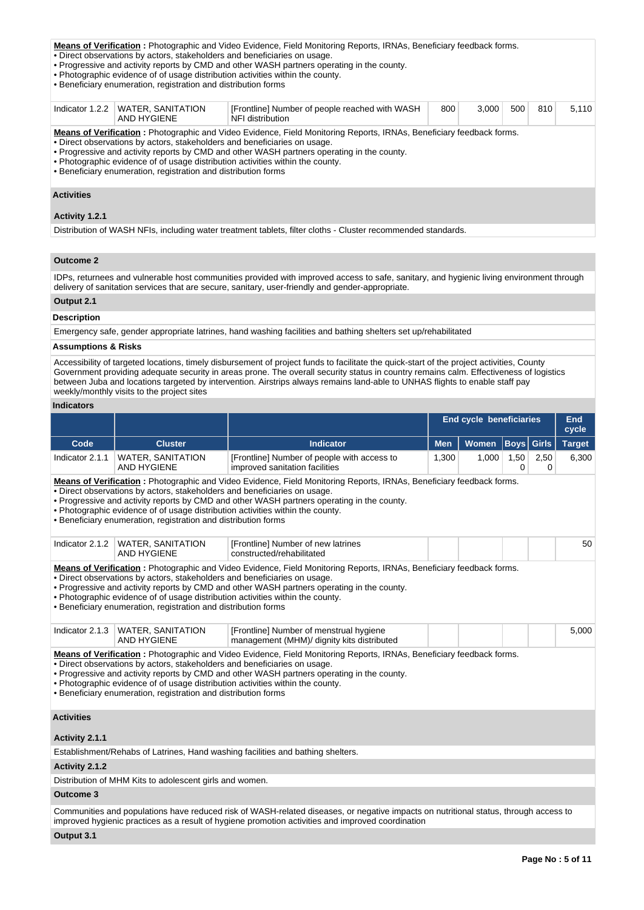**Means of Verification :** Photographic and Video Evidence, Field Monitoring Reports, IRNAs, Beneficiary feedback forms.
• Direct observations by actors, stakeholders and beneficiaries on usage.
• Progressive and activity reports by CMD and other WASH partners operating in the county.
• Photographic evidence of of usage distribution activities within the county.
• Beneficiary enumeration, registration and distribution forms

| Indicator 1.2.2 | WATER, SANITATION AND HYGIENE | [Frontline] Number of people reached with WASH NFI distribution | 800 | 3,000 | 500 | 810 | 5,110 |
|---|---|---|---|---|---|---|---|

**Means of Verification :** Photographic and Video Evidence, Field Monitoring Reports, IRNAs, Beneficiary feedback forms.
• Direct observations by actors, stakeholders and beneficiaries on usage.
• Progressive and activity reports by CMD and other WASH partners operating in the county.
• Photographic evidence of of usage distribution activities within the county.
• Beneficiary enumeration, registration and distribution forms

**Activities**

**Activity 1.2.1**

Distribution of WASH NFIs, including water treatment tablets, filter cloths - Cluster recommended standards.

**Outcome 2**

IDPs, returnees and vulnerable host communities provided with improved access to safe, sanitary, and hygienic living environment through delivery of sanitation services that are secure, sanitary, user-friendly and gender-appropriate.

**Output 2.1**

**Description**

Emergency safe, gender appropriate latrines, hand washing facilities and bathing shelters set up/rehabilitated

**Assumptions & Risks**

Accessibility of targeted locations, timely disbursement of project funds to facilitate the quick-start of the project activities, County Government providing adequate security in areas prone. The overall security status in country remains calm. Effectiveness of logistics between Juba and locations targeted by intervention. Airstrips always remains land-able to UNHAS flights to enable staff pay weekly/monthly visits to the project sites

**Indicators**

| | | | End cycle beneficiaries | | | | End cycle |
|---|---|---|---|---|---|---|---|
| **Code** | **Cluster** | **Indicator** | **Men** | **Women** | **Boys** | **Girls** | **Target** |
| Indicator 2.1.1 | WATER, SANITATION AND HYGIENE | [Frontline] Number of people with access to improved sanitation facilities | 1,300 | 1,000 | 1,500 | 2,500 | 6,300 |

**Means of Verification :** Photographic and Video Evidence, Field Monitoring Reports, IRNAs, Beneficiary feedback forms.
• Direct observations by actors, stakeholders and beneficiaries on usage.
• Progressive and activity reports by CMD and other WASH partners operating in the county.
• Photographic evidence of of usage distribution activities within the county.
• Beneficiary enumeration, registration and distribution forms

| Indicator 2.1.2 | WATER, SANITATION AND HYGIENE | [Frontline] Number of new latrines constructed/rehabilitated | | | | | 50 |
|---|---|---|---|---|---|---|---|

**Means of Verification :** Photographic and Video Evidence, Field Monitoring Reports, IRNAs, Beneficiary feedback forms.
• Direct observations by actors, stakeholders and beneficiaries on usage.
• Progressive and activity reports by CMD and other WASH partners operating in the county.
• Photographic evidence of of usage distribution activities within the county.
• Beneficiary enumeration, registration and distribution forms

| Indicator 2.1.3 | WATER, SANITATION AND HYGIENE | [Frontline] Number of menstrual hygiene management (MHM)/ dignity kits distributed | | | | | 5,000 |
|---|---|---|---|---|---|---|---|

**Means of Verification :** Photographic and Video Evidence, Field Monitoring Reports, IRNAs, Beneficiary feedback forms.
• Direct observations by actors, stakeholders and beneficiaries on usage.
• Progressive and activity reports by CMD and other WASH partners operating in the county.
• Photographic evidence of of usage distribution activities within the county.
• Beneficiary enumeration, registration and distribution forms

**Activities**

**Activity 2.1.1**

Establishment/Rehabs of Latrines, Hand washing facilities and bathing shelters.

**Activity 2.1.2**

Distribution of MHM Kits to adolescent girls and women.

**Outcome 3**

Communities and populations have reduced risk of WASH-related diseases, or negative impacts on nutritional status, through access to improved hygienic practices as a result of hygiene promotion activities and improved coordination

**Output 3.1**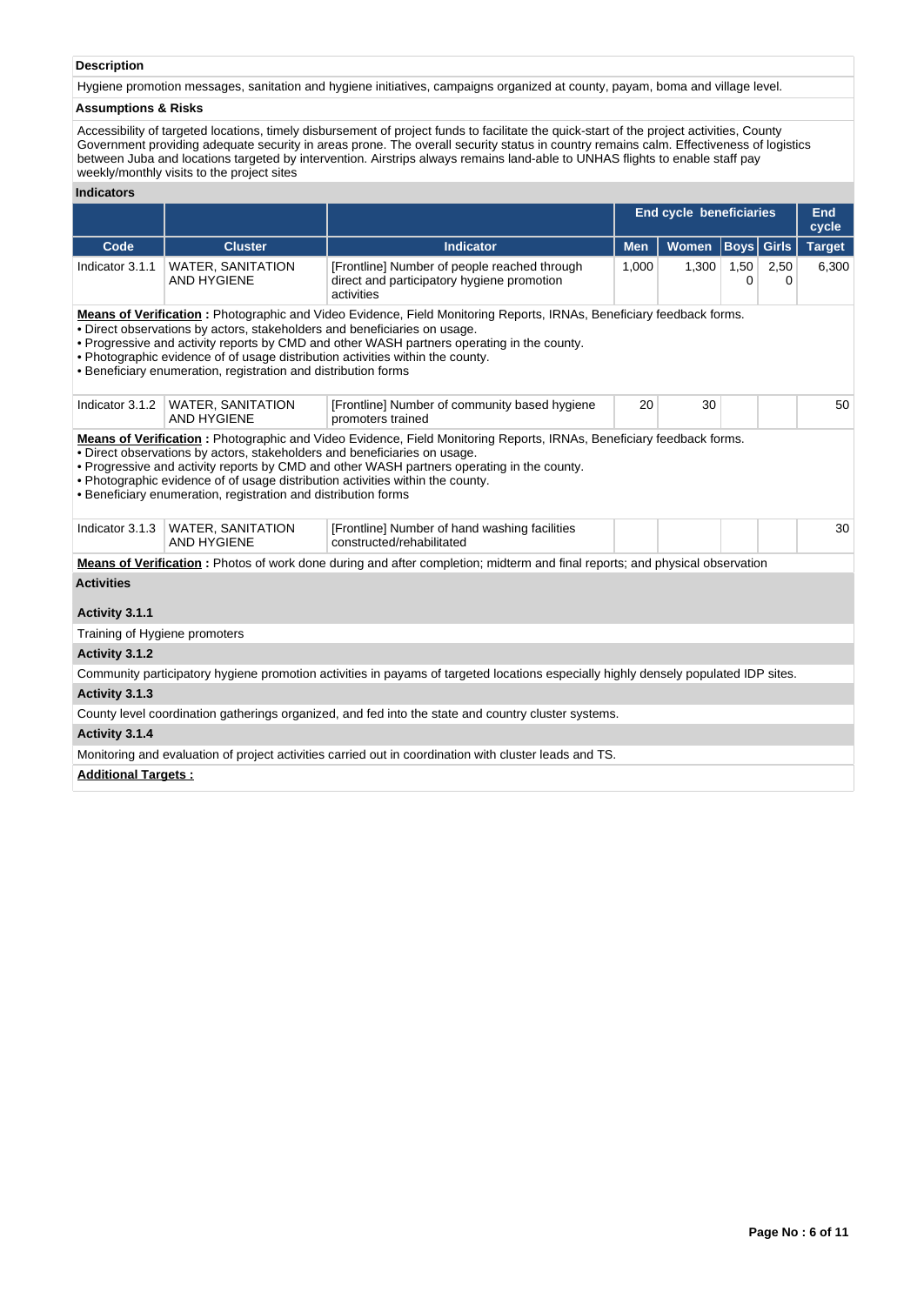### Description

Hygiene promotion messages, sanitation and hygiene initiatives, campaigns organized at county, payam, boma and village level.

### Assumptions & Risks

Accessibility of targeted locations, timely disbursement of project funds to facilitate the quick-start of the project activities, County Government providing adequate security in areas prone. The overall security status in country remains calm. Effectiveness of logistics between Juba and locations targeted by intervention. Airstrips always remains land-able to UNHAS flights to enable staff pay weekly/monthly visits to the project sites

### Indicators

| | | | End cycle beneficiaries | | | | End cycle |
|---|---|---|---|---|---|---|---|
| **Code** | **Cluster** | **Indicator** | **Men** | **Women** | **Boys** | **Girls** | **Target** |
| Indicator 3.1.1 | WATER, SANITATION AND HYGIENE | [Frontline] Number of people reached through direct and participatory hygiene promotion activities | 1,000 | 1,300 | 1,500 | 2,500 | 6,300 |

**Means of Verification :** Photographic and Video Evidence, Field Monitoring Reports, IRNAs, Beneficiary feedback forms.
• Direct observations by actors, stakeholders and beneficiaries on usage.
• Progressive and activity reports by CMD and other WASH partners operating in the county.
• Photographic evidence of of usage distribution activities within the county.
• Beneficiary enumeration, registration and distribution forms

| | | | | | | | |
|---|---|---|---|---|---|---|---|
| Indicator 3.1.2 | WATER, SANITATION AND HYGIENE | [Frontline] Number of community based hygiene promoters trained | 20 | 30 | | | 50 |

**Means of Verification :** Photographic and Video Evidence, Field Monitoring Reports, IRNAs, Beneficiary feedback forms.
• Direct observations by actors, stakeholders and beneficiaries on usage.
• Progressive and activity reports by CMD and other WASH partners operating in the county.
• Photographic evidence of of usage distribution activities within the county.
• Beneficiary enumeration, registration and distribution forms

| | | | | | | | |
|---|---|---|---|---|---|---|---|
| Indicator 3.1.3 | WATER, SANITATION AND HYGIENE | [Frontline] Number of hand washing facilities constructed/rehabilitated | | | | | 30 |

**Means of Verification :** Photos of work done during and after completion; midterm and final reports; and physical observation

### Activities

**Activity 3.1.1**

Training of Hygiene promoters

**Activity 3.1.2**

Community participatory hygiene promotion activities in payams of targeted locations especially highly densely populated IDP sites.

**Activity 3.1.3**

County level coordination gatherings organized, and fed into the state and country cluster systems.

**Activity 3.1.4**

Monitoring and evaluation of project activities carried out in coordination with cluster leads and TS.

**Additional Targets :**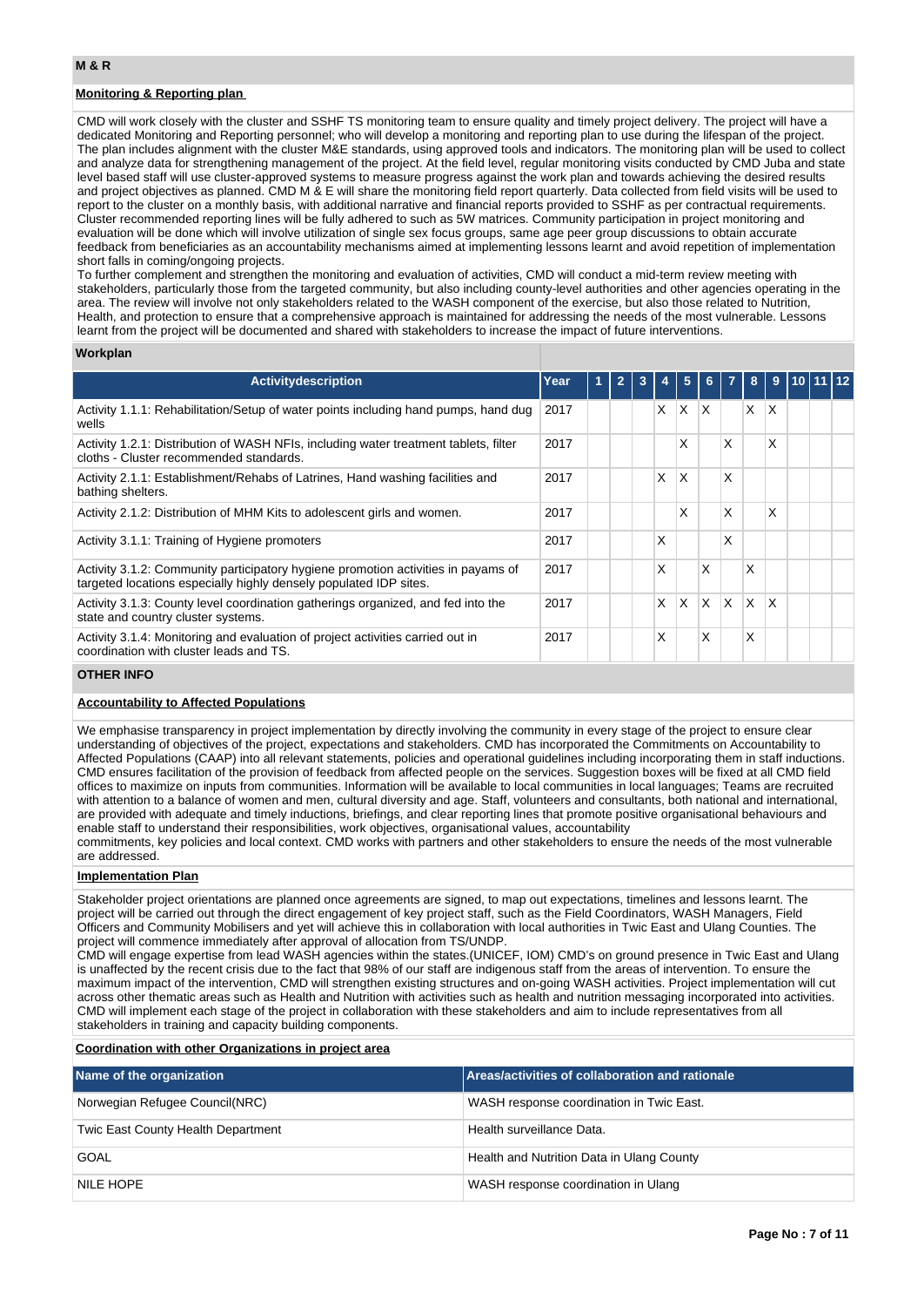## M & R

### Monitoring & Reporting plan

CMD will work closely with the cluster and SSHF TS monitoring team to ensure quality and timely project delivery. The project will have a dedicated Monitoring and Reporting personnel; who will develop a monitoring and reporting plan to use during the lifespan of the project. The plan includes alignment with the cluster M&E standards, using approved tools and indicators. The monitoring plan will be used to collect and analyze data for strengthening management of the project. At the field level, regular monitoring visits conducted by CMD Juba and state level based staff will use cluster-approved systems to measure progress against the work plan and towards achieving the desired results and project objectives as planned. CMD M & E will share the monitoring field report quarterly. Data collected from field visits will be used to report to the cluster on a monthly basis, with additional narrative and financial reports provided to SSHF as per contractual requirements. Cluster recommended reporting lines will be fully adhered to such as 5W matrices. Community participation in project monitoring and evaluation will be done which will involve utilization of single sex focus groups, same age peer group discussions to obtain accurate feedback from beneficiaries as an accountability mechanisms aimed at implementing lessons learnt and avoid repetition of implementation short falls in coming/ongoing projects.
To further complement and strengthen the monitoring and evaluation of activities, CMD will conduct a mid-term review meeting with stakeholders, particularly those from the targeted community, but also including county-level authorities and other agencies operating in the area. The review will involve not only stakeholders related to the WASH component of the exercise, but also those related to Nutrition, Health, and protection to ensure that a comprehensive approach is maintained for addressing the needs of the most vulnerable. Lessons learnt from the project will be documented and shared with stakeholders to increase the impact of future interventions.

### Workplan

| Activitydescription | Year | 1 | 2 | 3 | 4 | 5 | 6 | 7 | 8 | 9 | 10 | 11 | 12 |
|---|---|---|---|---|---|---|---|---|---|---|---|---|---|
| Activity 1.1.1: Rehabilitation/Setup of water points including hand pumps, hand dug wells | 2017 | | | | X | X | X | | X | X | | | |
| Activity 1.2.1: Distribution of WASH NFIs, including water treatment tablets, filter cloths - Cluster recommended standards. | 2017 | | | | | X | | X | | X | | | |
| Activity 2.1.1: Establishment/Rehabs of Latrines, Hand washing facilities and bathing shelters. | 2017 | | | | X | X | | X | | | | | |
| Activity 2.1.2: Distribution of MHM Kits to adolescent girls and women. | 2017 | | | | | X | | X | | X | | | |
| Activity 3.1.1: Training of Hygiene promoters | 2017 | | | | X | | | X | | | | | |
| Activity 3.1.2: Community participatory hygiene promotion activities in payams of targeted locations especially highly densely populated IDP sites. | 2017 | | | | X | | X | | X | | | | |
| Activity 3.1.3: County level coordination gatherings organized, and fed into the state and country cluster systems. | 2017 | | | | X | X | X | X | X | X | | | |
| Activity 3.1.4: Monitoring and evaluation of project activities carried out in coordination with cluster leads and TS. | 2017 | | | | X | | X | | X | | | | |

## OTHER INFO

### Accountability to Affected Populations

We emphasise transparency in project implementation by directly involving the community in every stage of the project to ensure clear understanding of objectives of the project, expectations and stakeholders. CMD has incorporated the Commitments on Accountability to Affected Populations (CAAP) into all relevant statements, policies and operational guidelines including incorporating them in staff inductions. CMD ensures facilitation of the provision of feedback from affected people on the services. Suggestion boxes will be fixed at all CMD field offices to maximize on inputs from communities. Information will be available to local communities in local languages; Teams are recruited with attention to a balance of women and men, cultural diversity and age. Staff, volunteers and consultants, both national and international, are provided with adequate and timely inductions, briefings, and clear reporting lines that promote positive organisational behaviours and enable staff to understand their responsibilities, work objectives, organisational values, accountability
commitments, key policies and local context. CMD works with partners and other stakeholders to ensure the needs of the most vulnerable are addressed.

### Implementation Plan

Stakeholder project orientations are planned once agreements are signed, to map out expectations, timelines and lessons learnt. The project will be carried out through the direct engagement of key project staff, such as the Field Coordinators, WASH Managers, Field Officers and Community Mobilisers and yet will achieve this in collaboration with local authorities in Twic East and Ulang Counties. The project will commence immediately after approval of allocation from TS/UNDP.
CMD will engage expertise from lead WASH agencies within the states.(UNICEF, IOM) CMD's on ground presence in Twic East and Ulang is unaffected by the recent crisis due to the fact that 98% of our staff are indigenous staff from the areas of intervention. To ensure the maximum impact of the intervention, CMD will strengthen existing structures and on-going WASH activities. Project implementation will cut across other thematic areas such as Health and Nutrition with activities such as health and nutrition messaging incorporated into activities. CMD will implement each stage of the project in collaboration with these stakeholders and aim to include representatives from all stakeholders in training and capacity building components.

### Coordination with other Organizations in project area

| Name of the organization | Areas/activities of collaboration and rationale |
|---|---|
| Norwegian Refugee Council(NRC) | WASH response coordination in Twic East. |
| Twic East County Health Department | Health surveillance Data. |
| GOAL | Health and Nutrition Data in Ulang County |
| NILE HOPE | WASH response coordination in Ulang |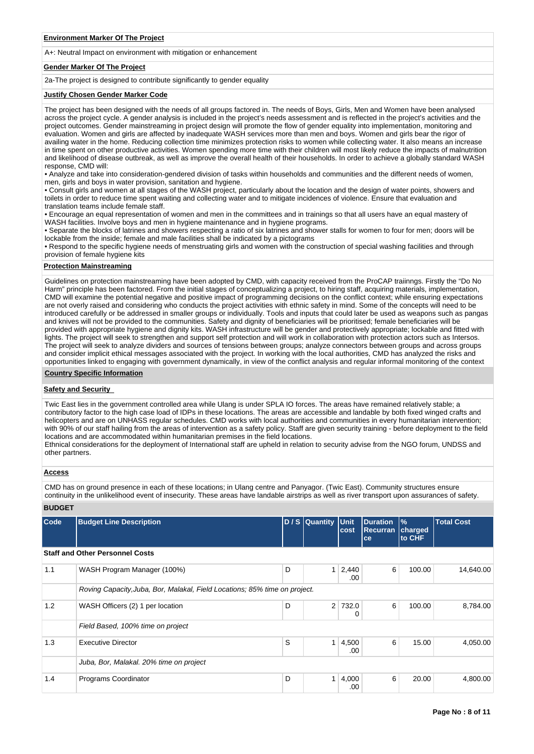**Environment Marker Of The Project**

A+: Neutral Impact on environment with mitigation or enhancement

**Gender Marker Of The Project**

2a-The project is designed to contribute significantly to gender equality

**Justify Chosen Gender Marker Code**

The project has been designed with the needs of all groups factored in. The needs of Boys, Girls, Men and Women have been analysed across the project cycle. A gender analysis is included in the project's needs assessment and is reflected in the project's activities and the project outcomes. Gender mainstreaming in project design will promote the flow of gender equality into implementation, monitoring and evaluation. Women and girls are affected by inadequate WASH services more than men and boys. Women and girls bear the rigor of availing water in the home. Reducing collection time minimizes protection risks to women while collecting water. It also means an increase in time spent on other productive activities. Women spending more time with their children will most likely reduce the impacts of malnutrition and likelihood of disease outbreak, as well as improve the overall health of their households. In order to achieve a globally standard WASH response, CMD will:

• Analyze and take into consideration-gendered division of tasks within households and communities and the different needs of women, men, girls and boys in water provision, sanitation and hygiene.
• Consult girls and women at all stages of the WASH project, particularly about the location and the design of water points, showers and toilets in order to reduce time spent waiting and collecting water and to mitigate incidences of violence. Ensure that evaluation and translation teams include female staff.
• Encourage an equal representation of women and men in the committees and in trainings so that all users have an equal mastery of WASH facilities. Involve boys and men in hygiene maintenance and in hygiene programs.
• Separate the blocks of latrines and showers respecting a ratio of six latrines and shower stalls for women to four for men; doors will be lockable from the inside; female and male facilities shall be indicated by a pictograms
• Respond to the specific hygiene needs of menstruating girls and women with the construction of special washing facilities and through provision of female hygiene kits

**Protection Mainstreaming**

Guidelines on protection mainstreaming have been adopted by CMD, with capacity received from the ProCAP traiinngs. Firstly the "Do No Harm" principle has been factored. From the initial stages of conceptualizing a project, to hiring staff, acquiring materials, implementation, CMD will examine the potential negative and positive impact of programming decisions on the conflict context; while ensuring expectations are not overly raised and considering who conducts the project activities with ethnic safety in mind. Some of the concepts will need to be introduced carefully or be addressed in smaller groups or individually. Tools and inputs that could later be used as weapons such as pangas and knives will not be provided to the communities. Safety and dignity of beneficiaries will be prioritised; female beneficiaries will be provided with appropriate hygiene and dignity kits. WASH infrastructure will be gender and protectively appropriate; lockable and fitted with lights. The project will seek to strengthen and support self protection and will work in collaboration with protection actors such as Intersos. The project will seek to analyze dividers and sources of tensions between groups; analyze connectors between groups and across groups and consider implicit ethical messages associated with the project. In working with the local authorities, CMD has analyzed the risks and opportunities linked to engaging with government dynamically, in view of the conflict analysis and regular informal monitoring of the context

**Country Specific Information**

**Safety and Security**

Twic East lies in the government controlled area while Ulang is under SPLA IO forces. The areas have remained relatively stable; a contributory factor to the high case load of IDPs in these locations. The areas are accessible and landable by both fixed winged crafts and helicopters and are on UNHASS regular schedules. CMD works with local authorities and communities in every humanitarian intervention; with 90% of our staff hailing from the areas of intervention as a safety policy. Staff are given security training - before deployment to the field locations and are accommodated within humanitarian premises in the field locations.
Ethnical considerations for the deployment of International staff are upheld in relation to security advise from the NGO forum, UNDSS and other partners.

**Access**

CMD has on ground presence in each of these locations; in Ulang centre and Panyagor. (Twic East). Community structures ensure continuity in the unlikelihood event of insecurity. These areas have landable airstrips as well as river transport upon assurances of safety.

**BUDGET**

| Code | Budget Line Description | D / S | Quantity | Unit cost | Duration Recurrance | % charged to CHF | Total Cost |
|---|---|---|---|---|---|---|---|
| **Staff and Other Personnel Costs** | | | | | | | |
| 1.1 | WASH Program Manager (100%) | D | 1 | 2,440.00 | 6 | 100.00 | 14,640.00 |
| | *Roving Capacity,Juba, Bor, Malakal, Field Locations; 85% time on project.* | | | | | | |
| 1.2 | WASH Officers (2) 1 per location | D | 2 | 732.00 | 6 | 100.00 | 8,784.00 |
| | *Field Based, 100% time on project* | | | | | | |
| 1.3 | Executive Director | S | 1 | 4,500.00 | 6 | 15.00 | 4,050.00 |
| | *Juba, Bor, Malakal. 20% time on project* | | | | | | |
| 1.4 | Programs Coordinator | D | 1 | 4,000.00 | 6 | 20.00 | 4,800.00 |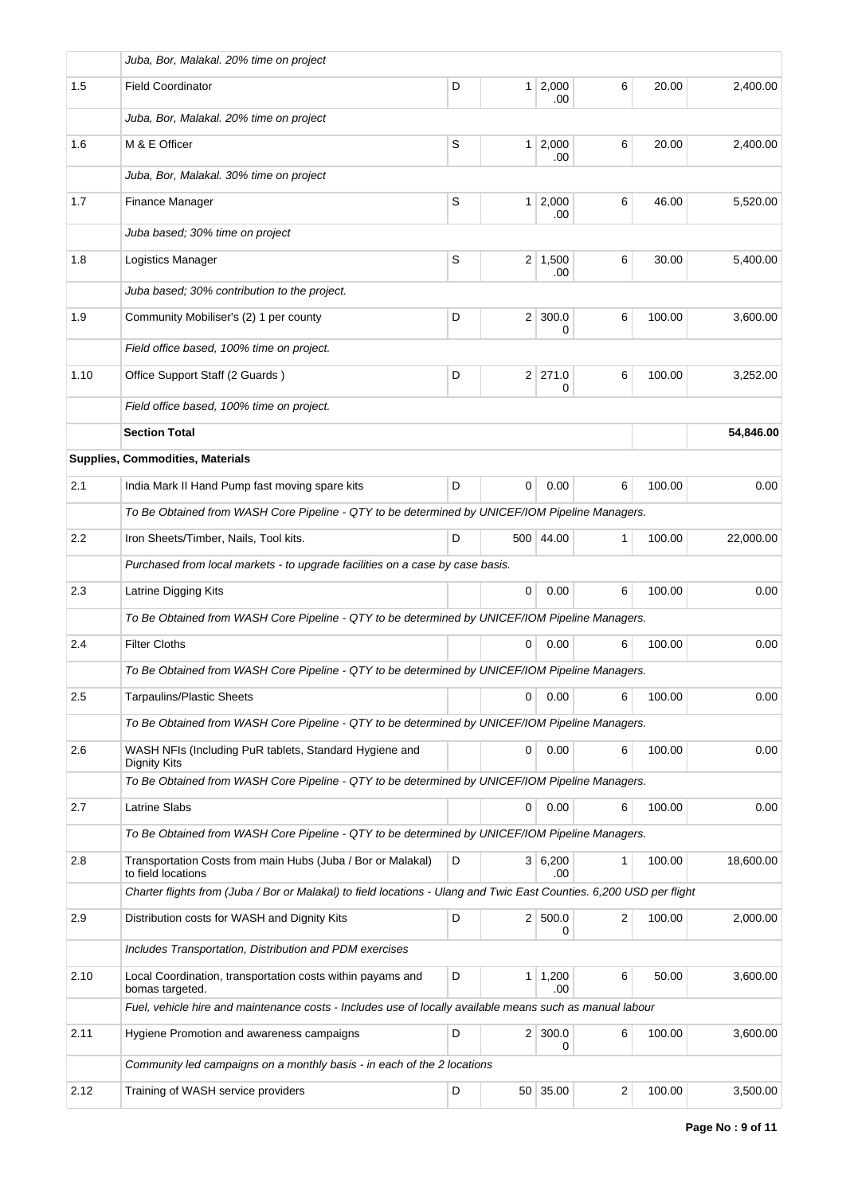| | | | | | | | |
|---|---|---|---|---|---|---|---|
| | *Juba, Bor, Malakal. 20% time on project* | | | | | | |
| 1.5 | Field Coordinator | D | 1 | 2,000.00 | 6 | 20.00 | 2,400.00 |
| | *Juba, Bor, Malakal. 20% time on project* | | | | | | |
| 1.6 | M & E Officer | S | 1 | 2,000.00 | 6 | 20.00 | 2,400.00 |
| | *Juba, Bor, Malakal. 30% time on project* | | | | | | |
| 1.7 | Finance Manager | S | 1 | 2,000.00 | 6 | 46.00 | 5,520.00 |
| | *Juba based; 30% time on project* | | | | | | |
| 1.8 | Logistics Manager | S | 2 | 1,500.00 | 6 | 30.00 | 5,400.00 |
| | *Juba based; 30% contribution to the project.* | | | | | | |
| 1.9 | Community Mobiliser's (2) 1 per county | D | 2 | 300.00 | 6 | 100.00 | 3,600.00 |
| | *Field office based, 100% time on project.* | | | | | | |
| 1.10 | Office Support Staff (2 Guards ) | D | 2 | 271.00 | 6 | 100.00 | 3,252.00 |
| | *Field office based, 100% time on project.* | | | | | | |
| | **Section Total** | | | | | | **54,846.00** |
| **Supplies, Commodities, Materials** | | | | | | | |
| 2.1 | India Mark II Hand Pump fast moving spare kits | D | 0 | 0.00 | 6 | 100.00 | 0.00 |
| | *To Be Obtained from WASH Core Pipeline - QTY to be determined by UNICEF/IOM Pipeline Managers.* | | | | | | |
| 2.2 | Iron Sheets/Timber, Nails, Tool kits. | D | 500 | 44.00 | 1 | 100.00 | 22,000.00 |
| | *Purchased from local markets - to upgrade facilities on a case by case basis.* | | | | | | |
| 2.3 | Latrine Digging Kits | | 0 | 0.00 | 6 | 100.00 | 0.00 |
| | *To Be Obtained from WASH Core Pipeline - QTY to be determined by UNICEF/IOM Pipeline Managers.* | | | | | | |
| 2.4 | Filter Cloths | | 0 | 0.00 | 6 | 100.00 | 0.00 |
| | *To Be Obtained from WASH Core Pipeline - QTY to be determined by UNICEF/IOM Pipeline Managers.* | | | | | | |
| 2.5 | Tarpaulins/Plastic Sheets | | 0 | 0.00 | 6 | 100.00 | 0.00 |
| | *To Be Obtained from WASH Core Pipeline - QTY to be determined by UNICEF/IOM Pipeline Managers.* | | | | | | |
| 2.6 | WASH NFIs (Including PuR tablets, Standard Hygiene and Dignity Kits | | 0 | 0.00 | 6 | 100.00 | 0.00 |
| | *To Be Obtained from WASH Core Pipeline - QTY to be determined by UNICEF/IOM Pipeline Managers.* | | | | | | |
| 2.7 | Latrine Slabs | | 0 | 0.00 | 6 | 100.00 | 0.00 |
| | *To Be Obtained from WASH Core Pipeline - QTY to be determined by UNICEF/IOM Pipeline Managers.* | | | | | | |
| 2.8 | Transportation Costs from main Hubs (Juba / Bor or Malakal) to field locations | D | 3 | 6,200.00 | 1 | 100.00 | 18,600.00 |
| | *Charter flights from (Juba / Bor or Malakal) to field locations - Ulang and Twic East Counties. 6,200 USD per flight* | | | | | | |
| 2.9 | Distribution costs for WASH and Dignity Kits | D | 2 | 500.00 | 2 | 100.00 | 2,000.00 |
| | *Includes Transportation, Distribution and PDM exercises* | | | | | | |
| 2.10 | Local Coordination, transportation costs within payams and bomas targeted. | D | 1 | 1,200.00 | 6 | 50.00 | 3,600.00 |
| | *Fuel, vehicle hire and maintenance costs - Includes use of locally available means such as manual labour* | | | | | | |
| 2.11 | Hygiene Promotion and awareness campaigns | D | 2 | 300.00 | 6 | 100.00 | 3,600.00 |
| | *Community led campaigns on a monthly basis - in each of the 2 locations* | | | | | | |
| 2.12 | Training of WASH service providers | D | 50 | 35.00 | 2 | 100.00 | 3,500.00 |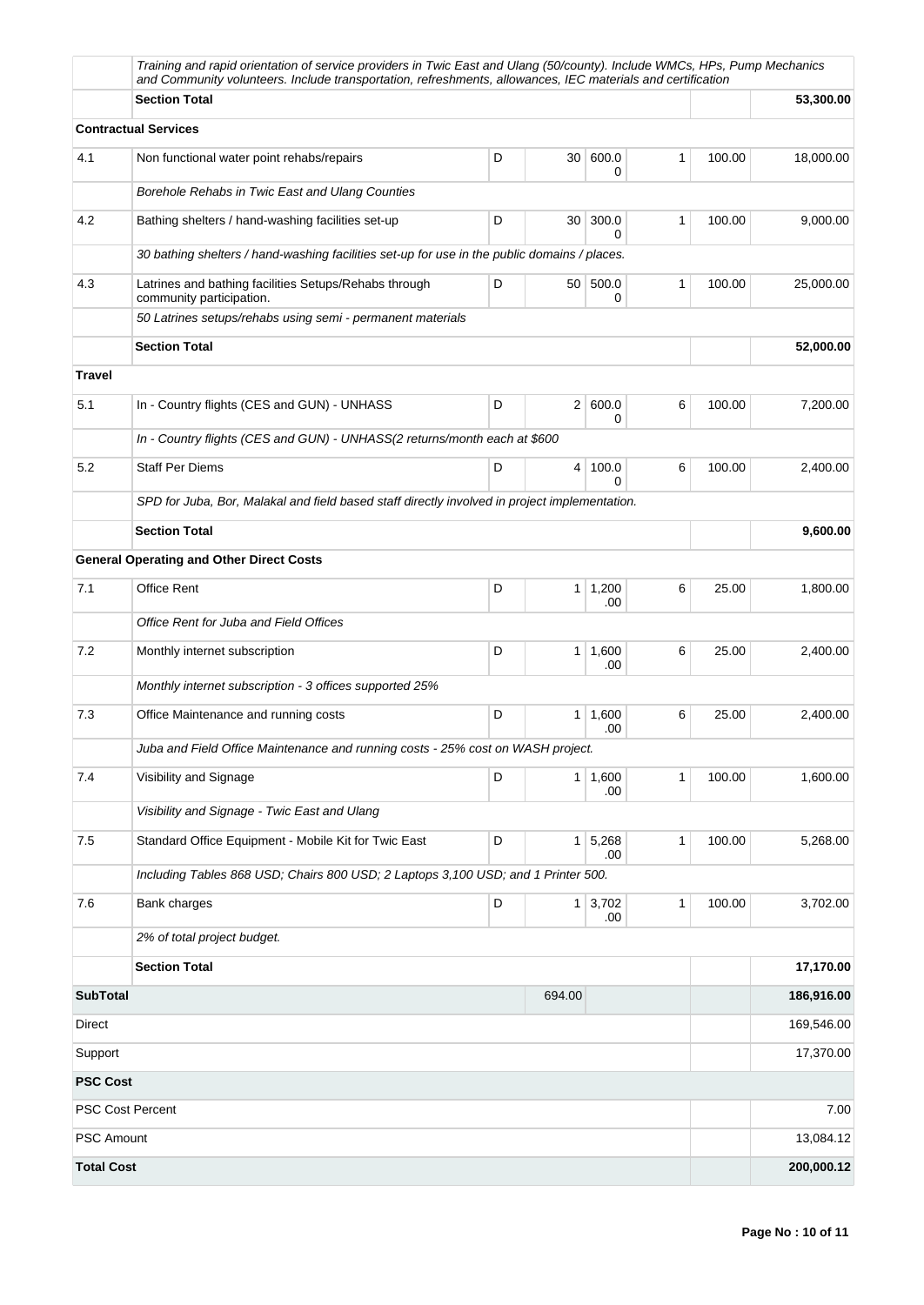| | | | | | | | |
|---|---|---|---|---|---|---|---|
| | *Training and rapid orientation of service providers in Twic East and Ulang (50/county). Include WMCs, HPs, Pump Mechanics and Community volunteers. Include transportation, refreshments, allowances, IEC materials and certification* | | | | | | |
| | **Section Total** | | | | | | **53,300.00** |
| **Contractual Services** | | | | | | | |
| 4.1 | Non functional water point rehabs/repairs | D | 30 | 600.00 | 1 | 100.00 | 18,000.00 |
| | *Borehole Rehabs in Twic East and Ulang Counties* | | | | | | |
| 4.2 | Bathing shelters / hand-washing facilities set-up | D | 30 | 300.00 | 1 | 100.00 | 9,000.00 |
| | *30 bathing shelters / hand-washing facilities set-up for use in the public domains / places.* | | | | | | |
| 4.3 | Latrines and bathing facilities Setups/Rehabs through community participation. | D | 50 | 500.00 | 1 | 100.00 | 25,000.00 |
| | *50 Latrines setups/rehabs using semi - permanent materials* | | | | | | |
| | **Section Total** | | | | | | **52,000.00** |
| **Travel** | | | | | | | |
| 5.1 | In - Country flights (CES and GUN) - UNHASS | D | 2 | 600.00 | 6 | 100.00 | 7,200.00 |
| | *In - Country flights (CES and GUN) - UNHASS(2 returns/month each at $600* | | | | | | |
| 5.2 | Staff Per Diems | D | 4 | 100.00 | 6 | 100.00 | 2,400.00 |
| | *SPD for Juba, Bor, Malakal and field based staff directly involved in project implementation.* | | | | | | |
| | **Section Total** | | | | | | **9,600.00** |
| **General Operating and Other Direct Costs** | | | | | | | |
| 7.1 | Office Rent | D | 1 | 1,200.00 | 6 | 25.00 | 1,800.00 |
| | *Office Rent for Juba and Field Offices* | | | | | | |
| 7.2 | Monthly internet subscription | D | 1 | 1,600.00 | 6 | 25.00 | 2,400.00 |
| | *Monthly internet subscription - 3 offices supported 25%* | | | | | | |
| 7.3 | Office Maintenance and running costs | D | 1 | 1,600.00 | 6 | 25.00 | 2,400.00 |
| | *Juba and Field Office Maintenance and running costs - 25% cost on WASH project.* | | | | | | |
| 7.4 | Visibility and Signage | D | 1 | 1,600.00 | 1 | 100.00 | 1,600.00 |
| | *Visibility and Signage - Twic East and Ulang* | | | | | | |
| 7.5 | Standard Office Equipment - Mobile Kit for Twic East | D | 1 | 5,268.00 | 1 | 100.00 | 5,268.00 |
| | *Including Tables 868 USD; Chairs 800 USD; 2 Laptops 3,100 USD; and 1 Printer 500.* | | | | | | |
| 7.6 | Bank charges | D | 1 | 3,702.00 | 1 | 100.00 | 3,702.00 |
| | *2% of total project budget.* | | | | | | |
| | **Section Total** | | | | | | **17,170.00** |
| **SubTotal** | | | 694.00 | | | | **186,916.00** |
| Direct | | | | | | | 169,546.00 |
| Support | | | | | | | 17,370.00 |
| **PSC Cost** | | | | | | | |
| PSC Cost Percent | | | | | | | 7.00 |
| PSC Amount | | | | | | | 13,084.12 |
| **Total Cost** | | | | | | | **200,000.12** |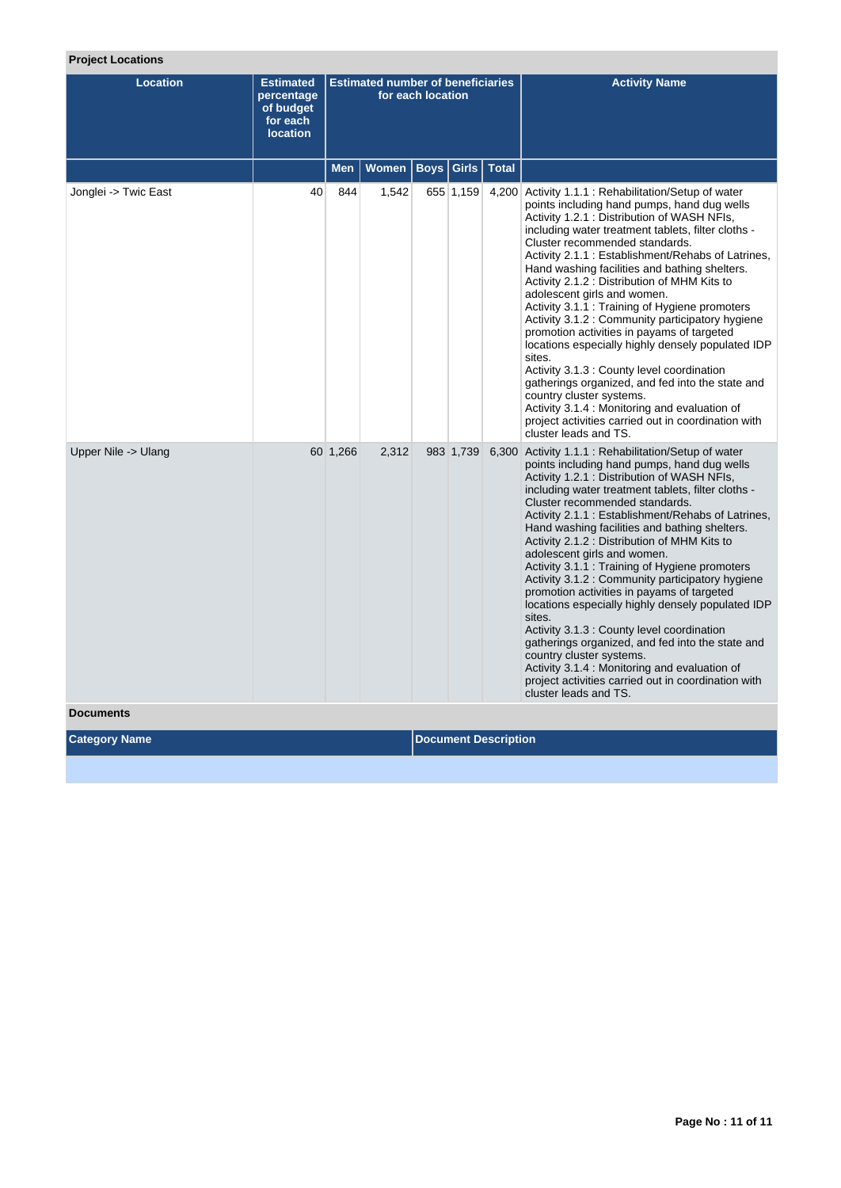## Project Locations

| Location | Estimated percentage of budget for each location | Estimated number of beneficiaries for each location | | | | | Activity Name |
|---|---|---|---|---|---|---|---|
| | | Men | Women | Boys | Girls | Total | |
| Jonglei -> Twic East | 40 | 844 | 1,542 | 655 | 1,159 | 4,200 | Activity 1.1.1 : Rehabilitation/Setup of water points including hand pumps, hand dug wells<br>Activity 1.2.1 : Distribution of WASH NFIs, including water treatment tablets, filter cloths - Cluster recommended standards.<br>Activity 2.1.1 : Establishment/Rehabs of Latrines, Hand washing facilities and bathing shelters.<br>Activity 2.1.2 : Distribution of MHM Kits to adolescent girls and women.<br>Activity 3.1.1 : Training of Hygiene promoters<br>Activity 3.1.2 : Community participatory hygiene promotion activities in payams of targeted locations especially highly densely populated IDP sites.<br>Activity 3.1.3 : County level coordination gatherings organized, and fed into the state and country cluster systems.<br>Activity 3.1.4 : Monitoring and evaluation of project activities carried out in coordination with cluster leads and TS. |
| Upper Nile -> Ulang | 60 | 1,266 | 2,312 | 983 | 1,739 | 6,300 | Activity 1.1.1 : Rehabilitation/Setup of water points including hand pumps, hand dug wells<br>Activity 1.2.1 : Distribution of WASH NFIs, including water treatment tablets, filter cloths - Cluster recommended standards.<br>Activity 2.1.1 : Establishment/Rehabs of Latrines, Hand washing facilities and bathing shelters.<br>Activity 2.1.2 : Distribution of MHM Kits to adolescent girls and women.<br>Activity 3.1.1 : Training of Hygiene promoters<br>Activity 3.1.2 : Community participatory hygiene promotion activities in payams of targeted locations especially highly densely populated IDP sites.<br>Activity 3.1.3 : County level coordination gatherings organized, and fed into the state and country cluster systems.<br>Activity 3.1.4 : Monitoring and evaluation of project activities carried out in coordination with cluster leads and TS. |

## Documents

| Category Name | Document Description |
|---|---|
| | |